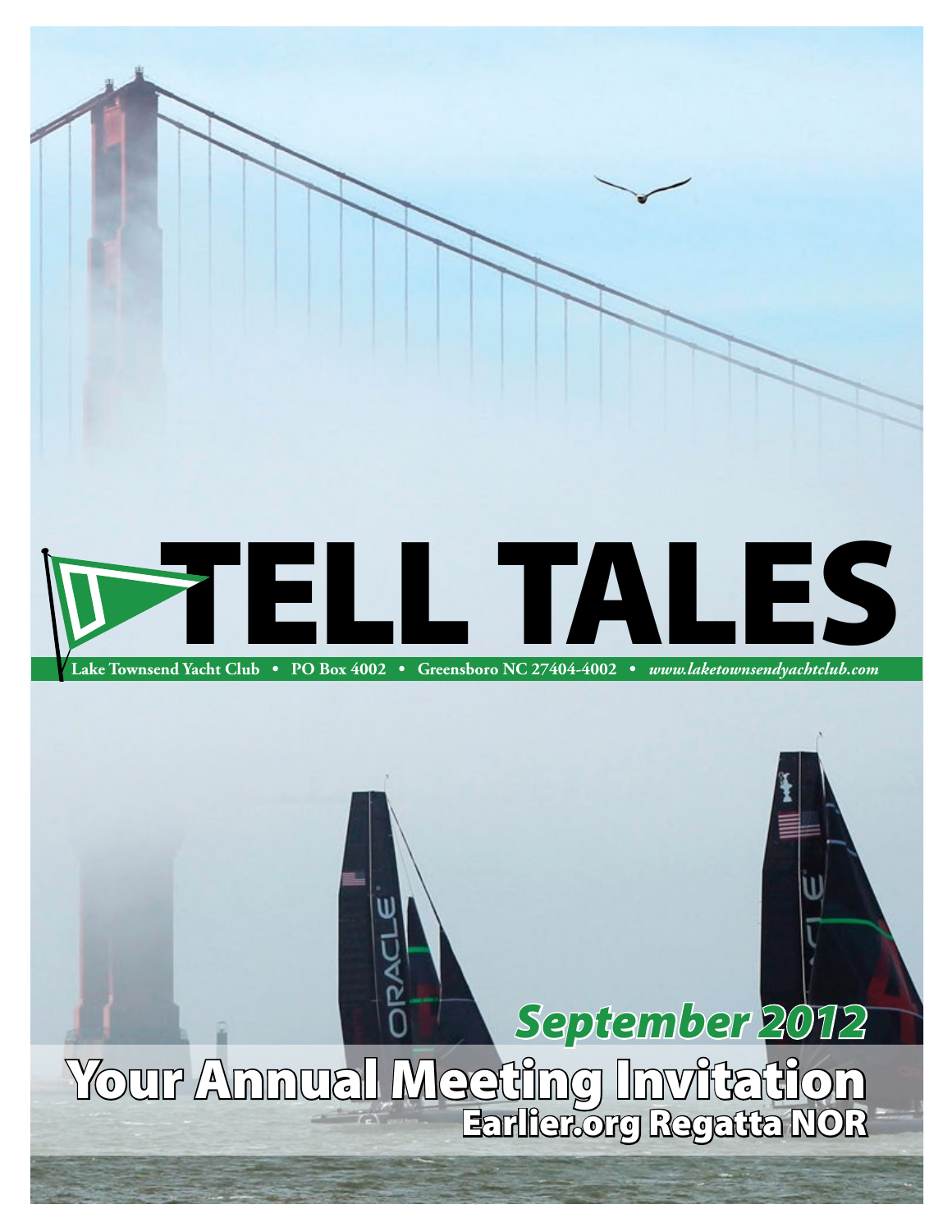# TELL TALES

Lake Townsend Yacht Club • PO Box 4002 • Greensboro NC 27404-4002 • *www.laketownsendyachtclub.com*

***September 2012***

## Your Annual Meeting Invitation

### Earlier.org Regatta NOR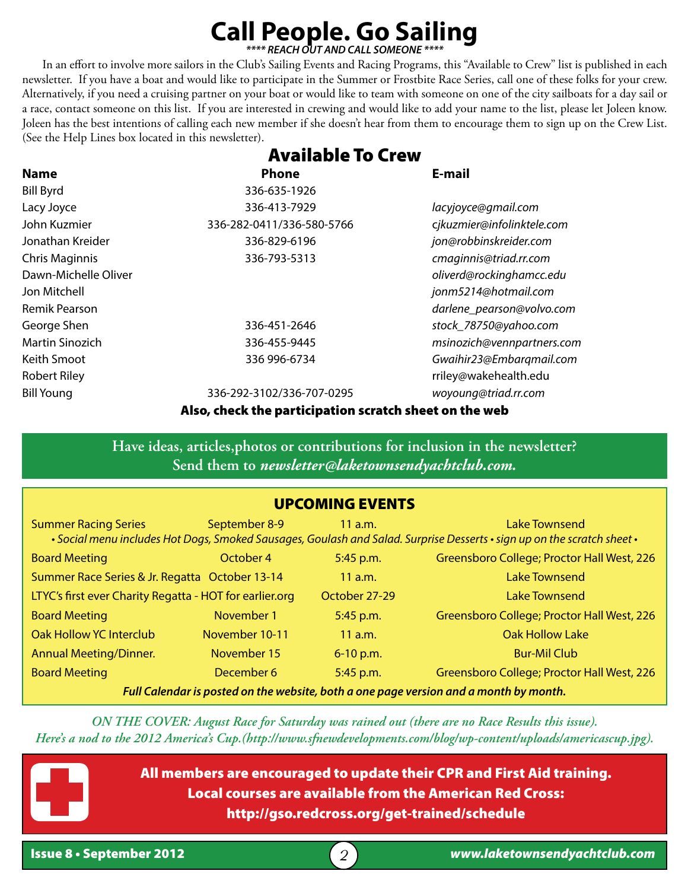# Call People. Go Sailing

***\*\*\*\* REACH OUT AND CALL SOMEONE \*\*\*\****

In an effort to involve more sailors in the Club's Sailing Events and Racing Programs, this "Available to Crew" list is published in each newsletter. If you have a boat and would like to participate in the Summer or Frostbite Race Series, call one of these folks for your crew. Alternatively, if you need a cruising partner on your boat or would like to team with someone on one of the city sailboats for a day sail or a race, contact someone on this list. If you are interested in crewing and would like to add your name to the list, please let Joleen know. Joleen has the best intentions of calling each new member if she doesn't hear from them to encourage them to sign up on the Crew List. (See the Help Lines box located in this newsletter).

## Available To Crew

| Name | Phone | E-mail |
|---|---|---|
| Bill Byrd | 336-635-1926 | |
| Lacy Joyce | 336-413-7929 | *lacyjoyce@gmail.com* |
| John Kuzmier | 336-282-0411/336-580-5766 | *cjkuzmier@infolinktele.com* |
| Jonathan Kreider | 336-829-6196 | *jon@robbinskreider.com* |
| Chris Maginnis | 336-793-5313 | *cmaginnis@triad.rr.com* |
| Dawn-Michelle Oliver | | *oliverd@rockinghamcc.edu* |
| Jon Mitchell | | *jonm5214@hotmail.com* |
| Remik Pearson | | *darlene_pearson@volvo.com* |
| George Shen | 336-451-2646 | *stock_78750@yahoo.com* |
| Martin Sinozich | 336-455-9445 | *msinozich@vennpartners.com* |
| Keith Smoot | 336 996-6734 | *Gwaihir23@Embarqmail.com* |
| Robert Riley | | rriley@wakehealth.edu |
| Bill Young | 336-292-3102/336-707-0295 | *woyoung@triad.rr.com* |

**Also, check the participation scratch sheet on the web**

**Have ideas, articles,photos or contributions for inclusion in the newsletter? Send them to *newsletter@laketownsendyachtclub.com.***

## UPCOMING EVENTS

| Event | Date | Time | Location |
|---|---|---|---|
| Summer Racing Series | September 8-9 | 11 a.m. | Lake Townsend |
| *• Social menu includes Hot Dogs, Smoked Sausages, Goulash and Salad. Surprise Desserts • sign up on the scratch sheet •* | | | |
| Board Meeting | October 4 | 5:45 p.m. | Greensboro College; Proctor Hall West, 226 |
| Summer Race Series & Jr. Regatta | October 13-14 | 11 a.m. | Lake Townsend |
| LTYC's first ever Charity Regatta - HOT for earlier.org | October 27-29 | | Lake Townsend |
| Board Meeting | November 1 | 5:45 p.m. | Greensboro College; Proctor Hall West, 226 |
| Oak Hollow YC Interclub | November 10-11 | 11 a.m. | Oak Hollow Lake |
| Annual Meeting/Dinner. | November 15 | 6-10 p.m. | Bur-Mil Club |
| Board Meeting | December 6 | 5:45 p.m. | Greensboro College; Proctor Hall West, 226 |

***Full Calendar is posted on the website, both a one page version and a month by month.***

*ON THE COVER: August Race for Saturday was rained out (there are no Race Results this issue). Here's a nod to the 2012 America's Cup.(http://www.sfnewdevelopments.com/blog/wp-content/uploads/americascup.jpg).*

**All members are encouraged to update their CPR and First Aid training. Local courses are available from the American Red Cross: http://gso.redcross.org/get-trained/schedule**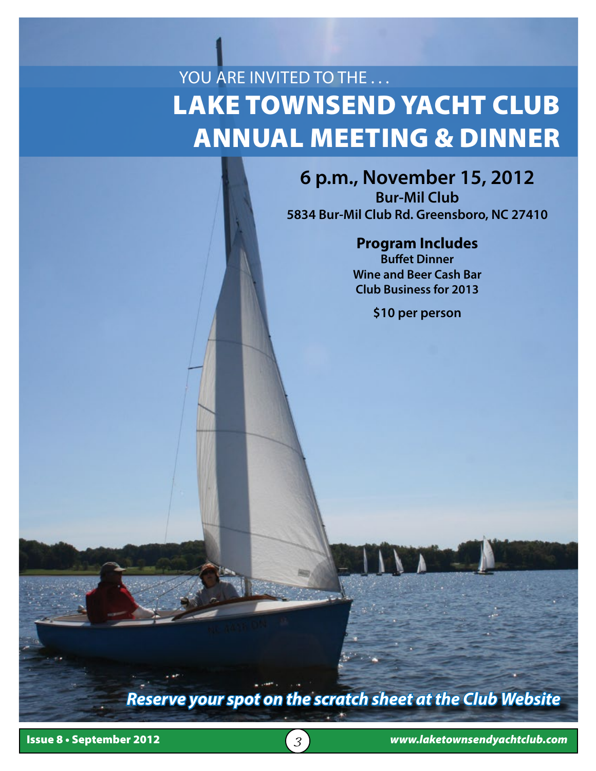YOU ARE INVITED TO THE . . .

# LAKE TOWNSEND YACHT CLUB ANNUAL MEETING & DINNER

## 6 p.m., November 15, 2012

**Bur-Mil Club**

**5834 Bur-Mil Club Rd. Greensboro, NC 27410**

### Program Includes

**Buffet Dinner**

**Wine and Beer Cash Bar**

**Club Business for 2013**

**$10 per person**

***Reserve your spot on the scratch sheet at the Club Website***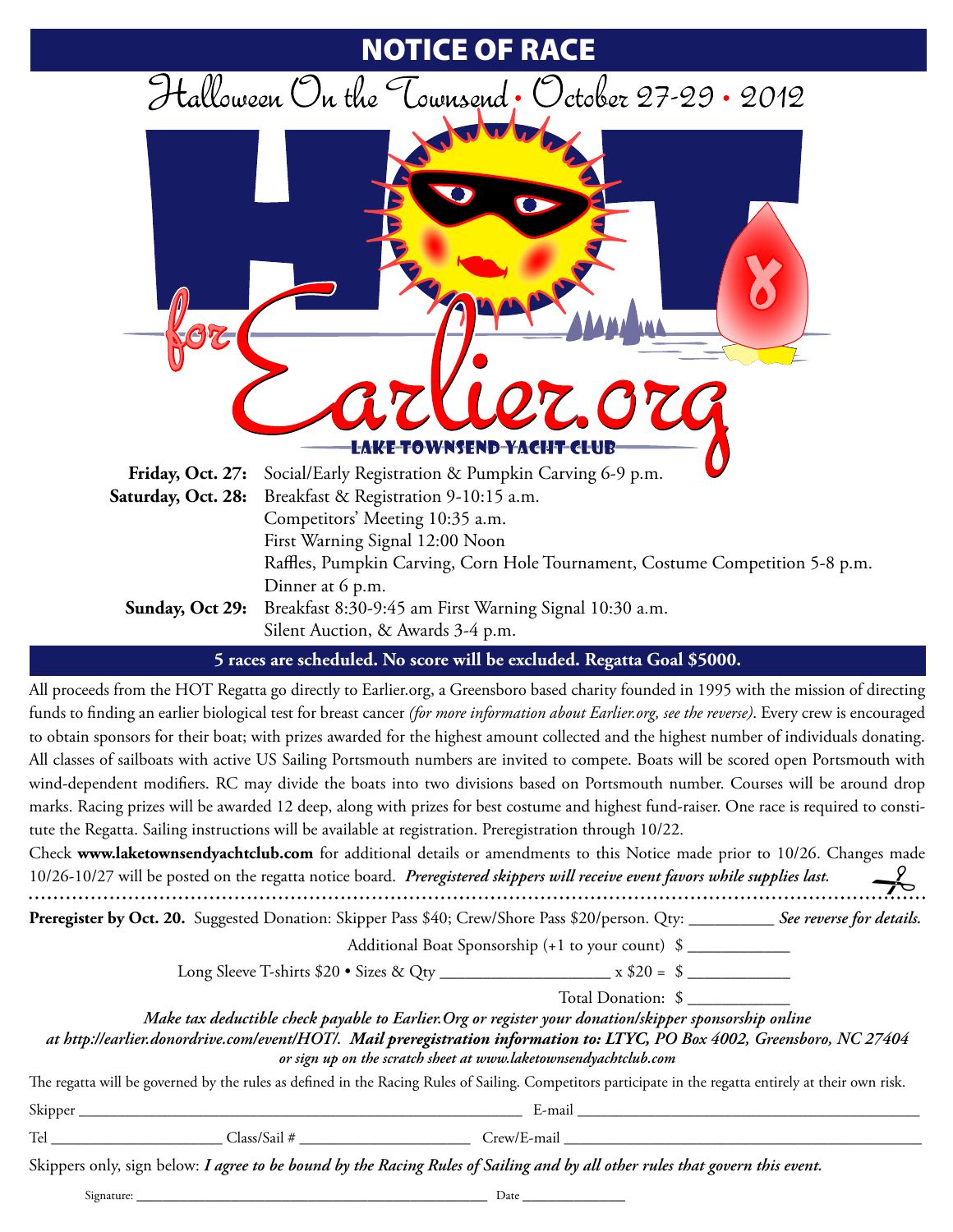# NOTICE OF RACE

## Halloween On the Townsend • October 27-29 • 2012

HOT for Earlier.org

LAKE TOWNSEND YACHT CLUB

| | |
|---|---|
| **Friday, Oct. 27:** | Social/Early Registration & Pumpkin Carving 6-9 p.m. |
| **Saturday, Oct. 28:** | Breakfast & Registration 9-10:15 a.m. |
| | Competitors' Meeting 10:35 a.m. |
| | First Warning Signal 12:00 Noon |
| | Raffles, Pumpkin Carving, Corn Hole Tournament, Costume Competition 5-8 p.m. |
| | Dinner at 6 p.m. |
| **Sunday, Oct 29:** | Breakfast 8:30-9:45 am First Warning Signal 10:30 a.m. |
| | Silent Auction, & Awards 3-4 p.m. |

**5 races are scheduled. No score will be excluded. Regatta Goal $5000.**

All proceeds from the HOT Regatta go directly to Earlier.org, a Greensboro based charity founded in 1995 with the mission of directing funds to finding an earlier biological test for breast cancer *(for more information about Earlier.org, see the reverse)*. Every crew is encouraged to obtain sponsors for their boat; with prizes awarded for the highest amount collected and the highest number of individuals donating. All classes of sailboats with active US Sailing Portsmouth numbers are invited to compete. Boats will be scored open Portsmouth with wind-dependent modifiers. RC may divide the boats into two divisions based on Portsmouth number. Courses will be around drop marks. Racing prizes will be awarded 12 deep, along with prizes for best costume and highest fund-raiser. One race is required to constitute the Regatta. Sailing instructions will be available at registration. Preregistration through 10/22.

Check **www.laketownsendyachtclub.com** for additional details or amendments to this Notice made prior to 10/26. Changes made 10/26-10/27 will be posted on the regatta notice board. ***Preregistered skippers will receive event favors while supplies last.***

---

**Preregister by Oct. 20.** Suggested Donation: Skipper Pass $40; Crew/Shore Pass $20/person. Qty: __________ ***See reverse for details.***

Additional Boat Sponsorship (+1 to your count) $ ____________

Long Sleeve T-shirts $20 • Sizes & Qty ____________________ x $20 = $ ____________

Total Donation: $ ____________

***Make tax deductible check payable to Earlier.Org or register your donation/skipper sponsorship online at http://earlier.donordrive.com/event/HOT/. Mail preregistration information to: LTYC, PO Box 4002, Greensboro, NC 27404 or sign up on the scratch sheet at www.laketownsendyachtclub.com***

The regatta will be governed by the rules as defined in the Racing Rules of Sailing. Competitors participate in the regatta entirely at their own risk.

Skipper ______________________________ E-mail ______________________________

Tel ____________________ Class/Sail # ____________________ Crew/E-mail ______________________________

Skippers only, sign below: ***I agree to be bound by the Racing Rules of Sailing and by all other rules that govern this event.***

Signature: ______________________________ Date ______________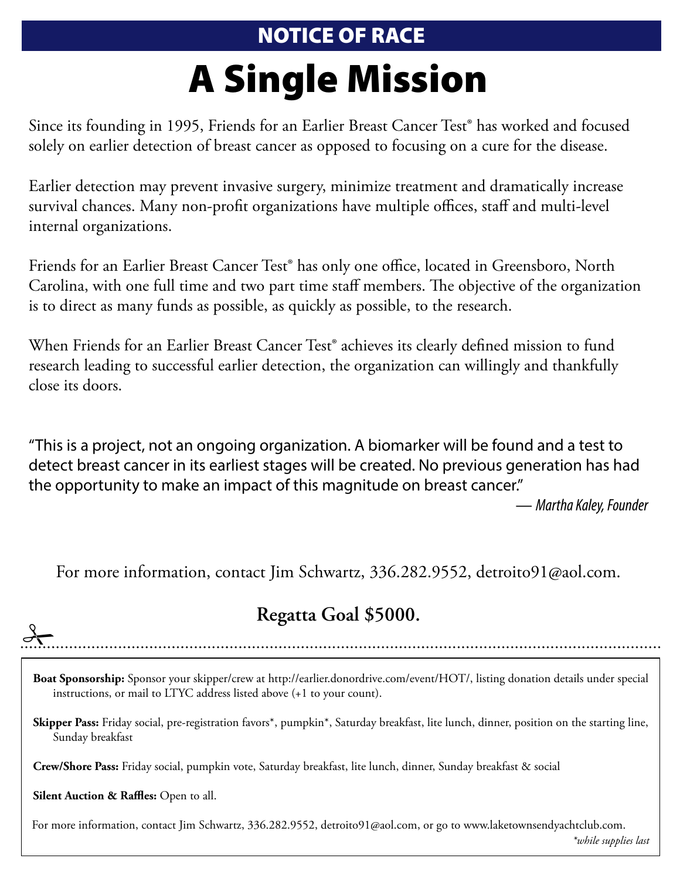## NOTICE OF RACE

# A Single Mission

Since its founding in 1995, Friends for an Earlier Breast Cancer Test® has worked and focused solely on earlier detection of breast cancer as opposed to focusing on a cure for the disease.

Earlier detection may prevent invasive surgery, minimize treatment and dramatically increase survival chances. Many non-profit organizations have multiple offices, staff and multi-level internal organizations.

Friends for an Earlier Breast Cancer Test® has only one office, located in Greensboro, North Carolina, with one full time and two part time staff members. The objective of the organization is to direct as many funds as possible, as quickly as possible, to the research.

When Friends for an Earlier Breast Cancer Test® achieves its clearly defined mission to fund research leading to successful earlier detection, the organization can willingly and thankfully close its doors.

"This is a project, not an ongoing organization. A biomarker will be found and a test to detect breast cancer in its earliest stages will be created. No previous generation has had the opportunity to make an impact of this magnitude on breast cancer."

*— Martha Kaley, Founder*

For more information, contact Jim Schwartz, 336.282.9552, detroito91@aol.com.

**Regatta Goal $5000.**

---

**Boat Sponsorship:** Sponsor your skipper/crew at http://earlier.donordrive.com/event/HOT/, listing donation details under special instructions, or mail to LTYC address listed above (+1 to your count).

**Skipper Pass:** Friday social, pre-registration favors*, pumpkin*, Saturday breakfast, lite lunch, dinner, position on the starting line, Sunday breakfast

**Crew/Shore Pass:** Friday social, pumpkin vote, Saturday breakfast, lite lunch, dinner, Sunday breakfast & social

**Silent Auction & Raffles:** Open to all.

For more information, contact Jim Schwartz, 336.282.9552, detroito91@aol.com, or go to www.laketownsendyachtclub.com.

*\*while supplies last*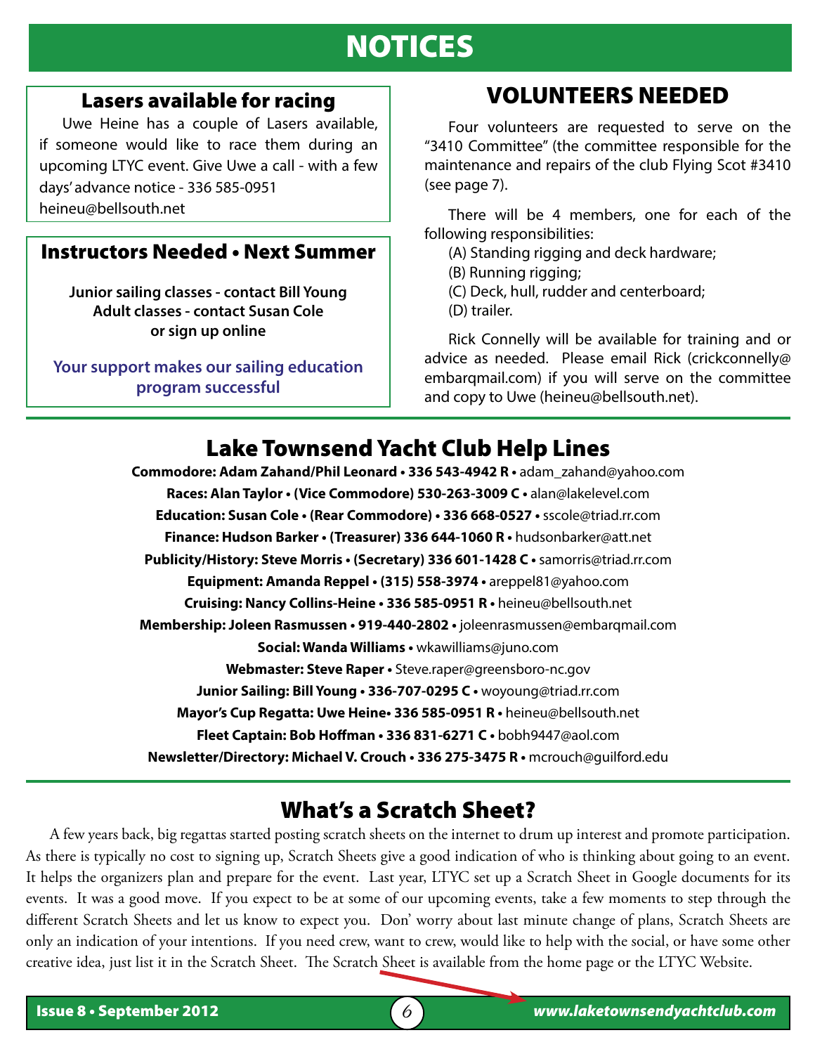# NOTICES

## Lasers available for racing

Uwe Heine has a couple of Lasers available, if someone would like to race them during an upcoming LTYC event. Give Uwe a call - with a few days' advance notice - 336 585-0951 heineu@bellsouth.net

## Instructors Needed • Next Summer

**Junior sailing classes - contact Bill Young**
**Adult classes - contact Susan Cole**
**or sign up online**

**Your support makes our sailing education program successful**

## VOLUNTEERS NEEDED

Four volunteers are requested to serve on the "3410 Committee" (the committee responsible for the maintenance and repairs of the club Flying Scot #3410 (see page 7).

There will be 4 members, one for each of the following responsibilities:

(A) Standing rigging and deck hardware;
(B) Running rigging;
(C) Deck, hull, rudder and centerboard;
(D) trailer.

Rick Connelly will be available for training and or advice as needed. Please email Rick (crickconnelly@embarqmail.com) if you will serve on the committee and copy to Uwe (heineu@bellsouth.net).

## Lake Townsend Yacht Club Help Lines

**Commodore: Adam Zahand/Phil Leonard • 336 543-4942 R •** adam_zahand@yahoo.com
**Races: Alan Taylor • (Vice Commodore) 530-263-3009 C •** alan@lakelevel.com
**Education: Susan Cole • (Rear Commodore) • 336 668-0527 •** sscole@triad.rr.com
**Finance: Hudson Barker • (Treasurer) 336 644-1060 R •** hudsonbarker@att.net
**Publicity/History: Steve Morris • (Secretary) 336 601-1428 C •** samorris@triad.rr.com
**Equipment: Amanda Reppel • (315) 558-3974 •** areppel81@yahoo.com
**Cruising: Nancy Collins-Heine • 336 585-0951 R •** heineu@bellsouth.net
**Membership: Joleen Rasmussen • 919-440-2802 •** joleenrasmussen@embarqmail.com
**Social: Wanda Williams •** wkawilliams@juno.com
**Webmaster: Steve Raper •** Steve.raper@greensboro-nc.gov
**Junior Sailing: Bill Young • 336-707-0295 C •** woyoung@triad.rr.com
**Mayor's Cup Regatta: Uwe Heine• 336 585-0951 R •** heineu@bellsouth.net
**Fleet Captain: Bob Hoffman • 336 831-6271 C •** bobh9447@aol.com
**Newsletter/Directory: Michael V. Crouch • 336 275-3475 R •** mcrouch@guilford.edu

## What's a Scratch Sheet?

A few years back, big regattas started posting scratch sheets on the internet to drum up interest and promote participation. As there is typically no cost to signing up, Scratch Sheets give a good indication of who is thinking about going to an event. It helps the organizers plan and prepare for the event. Last year, LTYC set up a Scratch Sheet in Google documents for its events. It was a good move. If you expect to be at some of our upcoming events, take a few moments to step through the different Scratch Sheets and let us know to expect you. Don' worry about last minute change of plans, Scratch Sheets are only an indication of your intentions. If you need crew, want to crew, would like to help with the social, or have some other creative idea, just list it in the Scratch Sheet. The Scratch Sheet is available from the home page or the LTYC Website.

*www.laketownsendyachtclub.com*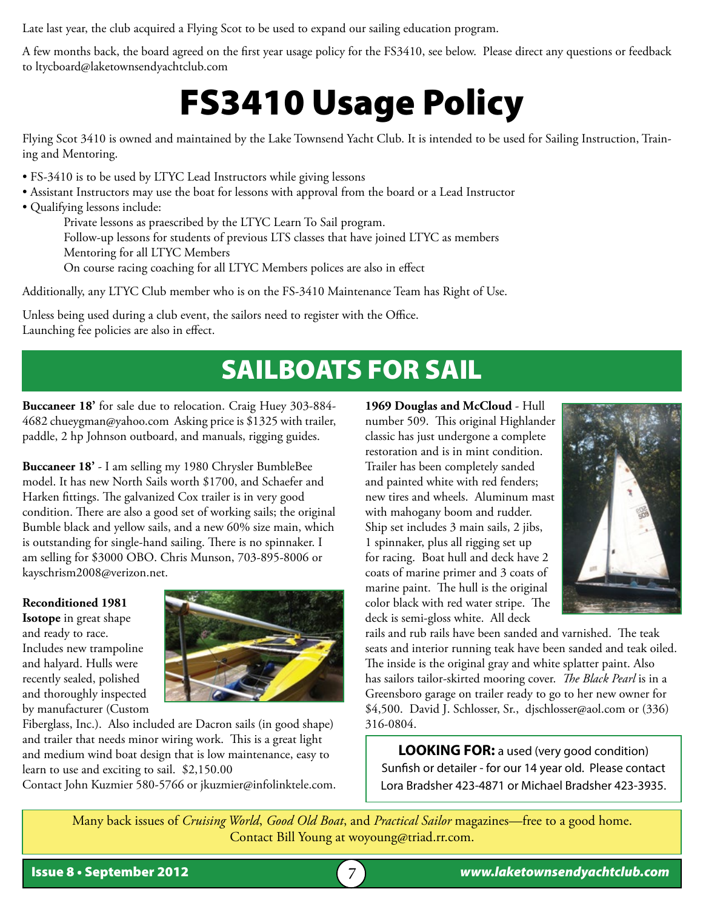Late last year, the club acquired a Flying Scot to be used to expand our sailing education program.

A few months back, the board agreed on the first year usage policy for the FS3410, see below. Please direct any questions or feedback to ltycboard@laketownsendyachtclub.com

# FS3410 Usage Policy

Flying Scot 3410 is owned and maintained by the Lake Townsend Yacht Club. It is intended to be used for Sailing Instruction, Training and Mentoring.

- FS-3410 is to be used by LTYC Lead Instructors while giving lessons
- Assistant Instructors may use the boat for lessons with approval from the board or a Lead Instructor
- Qualifying lessons include:
  - Private lessons as praescribed by the LTYC Learn To Sail program.
  - Follow-up lessons for students of previous LTS classes that have joined LTYC as members
  - Mentoring for all LTYC Members
  - On course racing coaching for all LTYC Members polices are also in effect

Additionally, any LTYC Club member who is on the FS-3410 Maintenance Team has Right of Use.

Unless being used during a club event, the sailors need to register with the Office.
Launching fee policies are also in effect.

# SAILBOATS FOR SAIL

**Buccaneer 18'** for sale due to relocation. Craig Huey 303-884-4682 chueygman@yahoo.com Asking price is $1325 with trailer, paddle, 2 hp Johnson outboard, and manuals, rigging guides.

**Buccaneer 18'** - I am selling my 1980 Chrysler BumbleBee model. It has new North Sails worth $1700, and Schaefer and Harken fittings. The galvanized Cox trailer is in very good condition. There are also a good set of working sails; the original Bumble black and yellow sails, and a new 60% size main, which is outstanding for single-hand sailing. There is no spinnaker. I am selling for $3000 OBO. Chris Munson, 703-895-8006 or kayschrism2008@verizon.net.

**Reconditioned 1981 Isotope** in great shape and ready to race. Includes new trampoline and halyard. Hulls were recently sealed, polished and thoroughly inspected by manufacturer (Custom Fiberglass, Inc.). Also included are Dacron sails (in good shape) and trailer that needs minor wiring work. This is a great light and medium wind boat design that is low maintenance, easy to learn to use and exciting to sail. $2,150.00
Contact John Kuzmier 580-5766 or jkuzmier@infolinktele.com.

**1969 Douglas and McCloud** - Hull number 509. This original Highlander classic has just undergone a complete restoration and is in mint condition. Trailer has been completely sanded and painted white with red fenders; new tires and wheels. Aluminum mast with mahogany boom and rudder. Ship set includes 3 main sails, 2 jibs, 1 spinnaker, plus all rigging set up for racing. Boat hull and deck have 2 coats of marine primer and 3 coats of marine paint. The hull is the original color black with red water stripe. The deck is semi-gloss white. All deck rails and rub rails have been sanded and varnished. The teak seats and interior running teak have been sanded and teak oiled. The inside is the original gray and white splatter paint. Also has sailors tailor-skirted mooring cover. *The Black Pearl* is in a Greensboro garage on trailer ready to go to her new owner for $4,500. David J. Schlosser, Sr., djschlosser@aol.com or (336) 316-0804.

**LOOKING FOR:** a used (very good condition) Sunfish or detailer - for our 14 year old. Please contact Lora Bradsher 423-4871 or Michael Bradsher 423-3935.

Many back issues of *Cruising World*, *Good Old Boat*, and *Practical Sailor* magazines—free to a good home. Contact Bill Young at woyoung@triad.rr.com.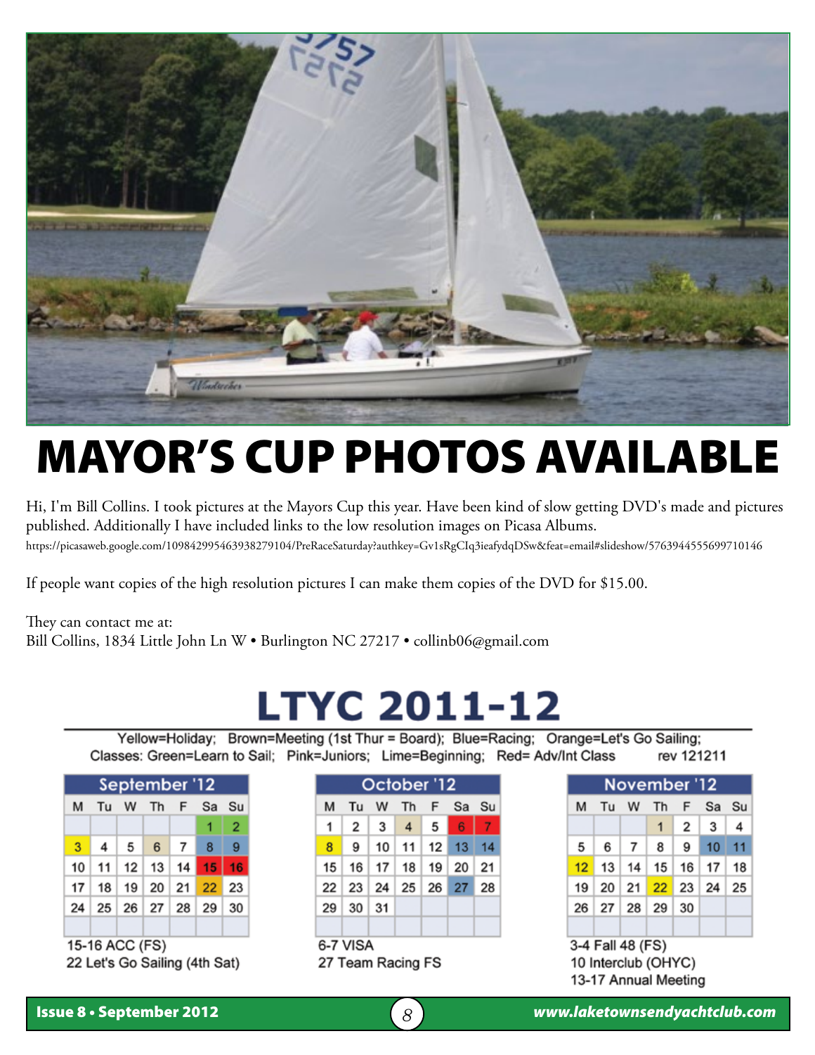# MAYOR'S CUP PHOTOS AVAILABLE

Hi, I'm Bill Collins. I took pictures at the Mayors Cup this year. Have been kind of slow getting DVD's made and pictures published. Additionally I have included links to the low resolution images on Picasa Albums.

https://picasaweb.google.com/109842995463938279104/PreRaceSaturday?authkey=Gv1sRgCIq3ieafydqDSw&feat=email#slideshow/5763944555699710146

If people want copies of the high resolution pictures I can make them copies of the DVD for $15.00.

They can contact me at:
Bill Collins, 1834 Little John Ln W • Burlington NC 27217 • collinb06@gmail.com

# LTYC 2011-12

Yellow=Holiday; Brown=Meeting (1st Thur = Board); Blue=Racing; Orange=Let's Go Sailing;
Classes: Green=Learn to Sail; Pink=Juniors; Lime=Beginning; Red= Adv/Int Class rev 121211

**September '12**

| M | Tu | W | Th | F | Sa | Su |
|---|---|---|---|---|---|---|
| | | | | | 1 | 2 |
| 3 | 4 | 5 | 6 | 7 | 8 | 9 |
| 10 | 11 | 12 | 13 | 14 | 15 | 16 |
| 17 | 18 | 19 | 20 | 21 | 22 | 23 |
| 24 | 25 | 26 | 27 | 28 | 29 | 30 |

15-16 ACC (FS)
22 Let's Go Sailing (4th Sat)

**October '12**

| M | Tu | W | Th | F | Sa | Su |
|---|---|---|---|---|---|---|
| 1 | 2 | 3 | 4 | 5 | 6 | 7 |
| 8 | 9 | 10 | 11 | 12 | 13 | 14 |
| 15 | 16 | 17 | 18 | 19 | 20 | 21 |
| 22 | 23 | 24 | 25 | 26 | 27 | 28 |
| 29 | 30 | 31 | | | | |

6-7 VISA
27 Team Racing FS

**November '12**

| M | Tu | W | Th | F | Sa | Su |
|---|---|---|---|---|---|---|
| | | | 1 | 2 | 3 | 4 |
| 5 | 6 | 7 | 8 | 9 | 10 | 11 |
| 12 | 13 | 14 | 15 | 16 | 17 | 18 |
| 19 | 20 | 21 | 22 | 23 | 24 | 25 |
| 26 | 27 | 28 | 29 | 30 | | |

3-4 Fall 48 (FS)
10 Interclub (OHYC)
13-17 Annual Meeting